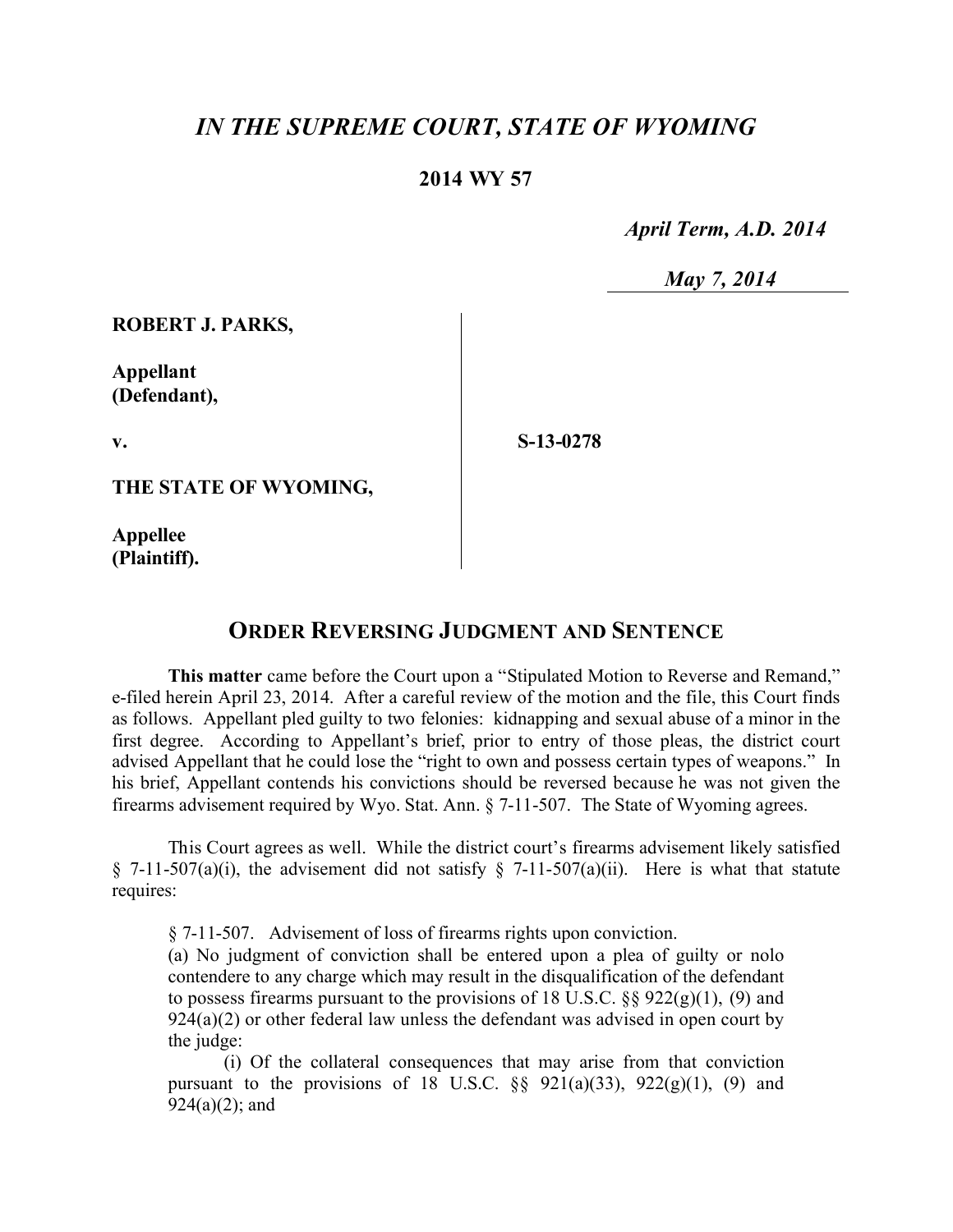# *IN THE SUPREME COURT, STATE OF WYOMING*

**2014 WY 57**

*April Term, A.D. 2014*

*May 7, 2014*

**ROBERT J. PARKS,**

**Appellant (Defendant),**

**v.**

**S-13-0278**

**THE STATE OF WYOMING,**

**Appellee (Plaintiff).**

## ORDER REVERSING JUDGMENT AND SENTENCE

**This matter** came before the Court upon a "Stipulated Motion to Reverse and Remand," e-filed herein April 23, 2014. After a careful review of the motion and the file, this Court finds as follows. Appellant pled guilty to two felonies: kidnapping and sexual abuse of a minor in the first degree. According to Appellant's brief, prior to entry of those pleas, the district court advised Appellant that he could lose the "right to own and possess certain types of weapons." In his brief, Appellant contends his convictions should be reversed because he was not given the firearms advisement required by Wyo. Stat. Ann. § 7-11-507. The State of Wyoming agrees.

This Court agrees as well. While the district court's firearms advisement likely satisfied § 7-11-507(a)(i), the advisement did not satisfy § 7-11-507(a)(ii). Here is what that statute requires:

> § 7-11-507. Advisement of loss of firearms rights upon conviction.
>
> (a) No judgment of conviction shall be entered upon a plea of guilty or nolo contendere to any charge which may result in the disqualification of the defendant to possess firearms pursuant to the provisions of 18 U.S.C. §§ 922(g)(1), (9) and 924(a)(2) or other federal law unless the defendant was advised in open court by the judge:
>
> (i) Of the collateral consequences that may arise from that conviction pursuant to the provisions of 18 U.S.C. §§ 921(a)(33), 922(g)(1), (9) and 924(a)(2); and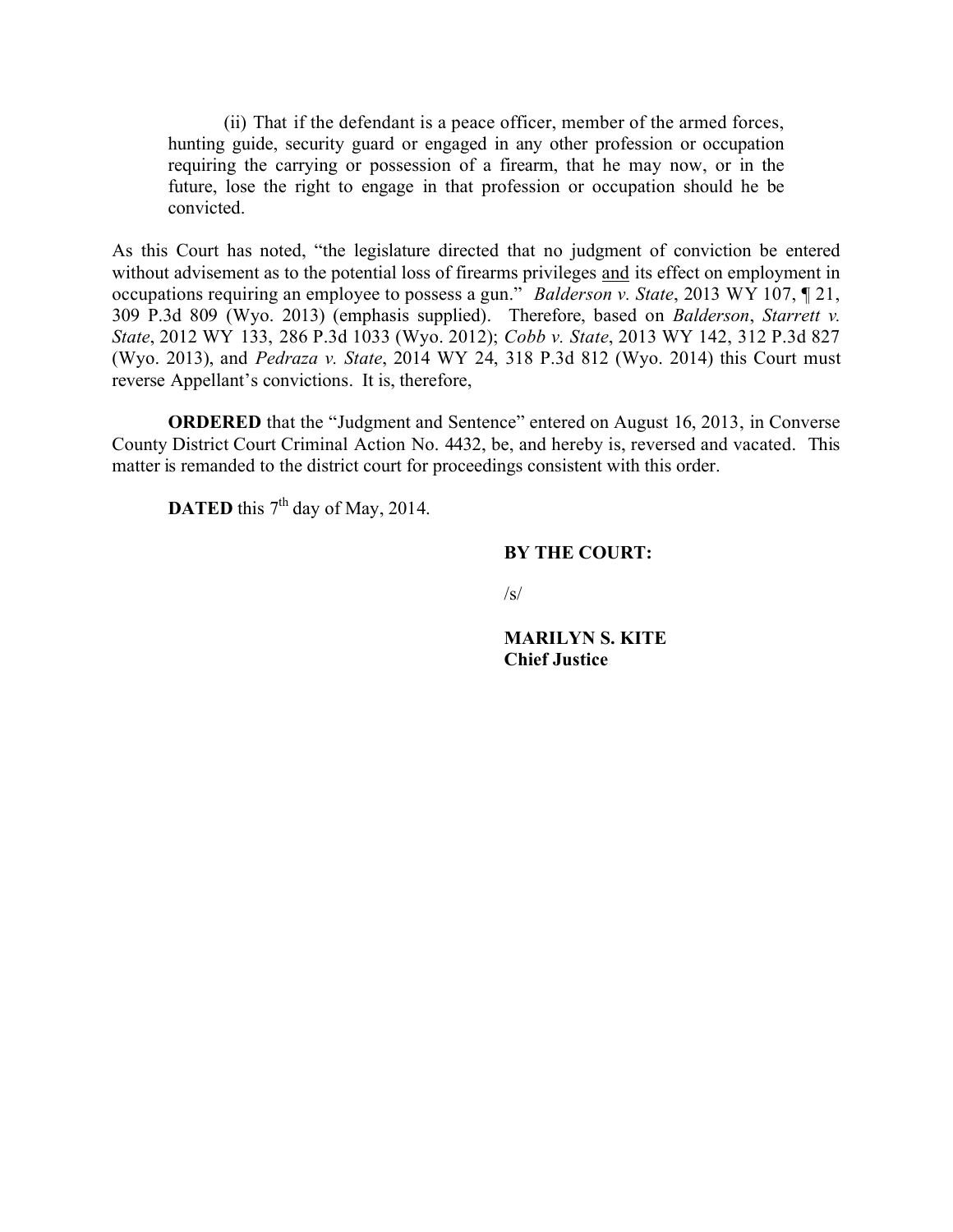(ii) That if the defendant is a peace officer, member of the armed forces, hunting guide, security guard or engaged in any other profession or occupation requiring the carrying or possession of a firearm, that he may now, or in the future, lose the right to engage in that profession or occupation should he be convicted.

As this Court has noted, "the legislature directed that no judgment of conviction be entered without advisement as to the potential loss of firearms privileges <u>and</u> its effect on employment in occupations requiring an employee to possess a gun." *Balderson v. State*, 2013 WY 107, ¶ 21, 309 P.3d 809 (Wyo. 2013) (emphasis supplied). Therefore, based on *Balderson*, *Starrett v. State*, 2012 WY 133, 286 P.3d 1033 (Wyo. 2012); *Cobb v. State*, 2013 WY 142, 312 P.3d 827 (Wyo. 2013), and *Pedraza v. State*, 2014 WY 24, 318 P.3d 812 (Wyo. 2014) this Court must reverse Appellant's convictions. It is, therefore,

**ORDERED** that the "Judgment and Sentence" entered on August 16, 2013, in Converse County District Court Criminal Action No. 4432, be, and hereby is, reversed and vacated. This matter is remanded to the district court for proceedings consistent with this order.

**DATED** this 7th day of May, 2014.

**BY THE COURT:**

/s/

**MARILYN S. KITE**
**Chief Justice**